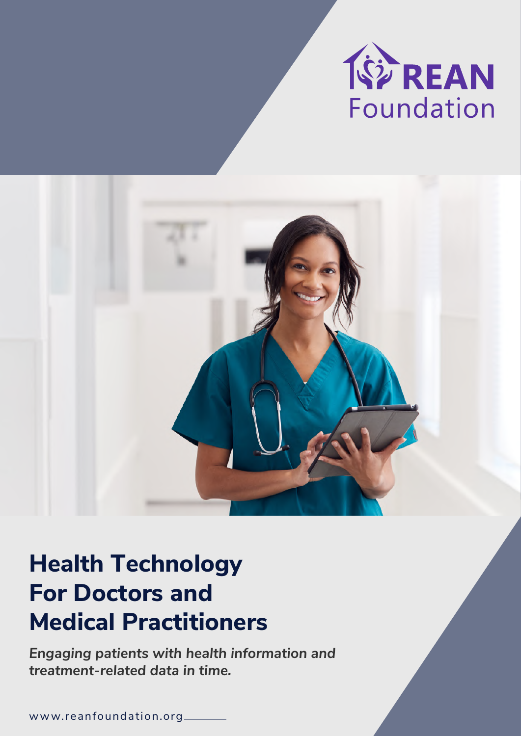REAN Foundation

# Health Technology For Doctors and Medical Practitioners

***Engaging patients with health information and treatment-related data in time.***

www.reanfoundation.org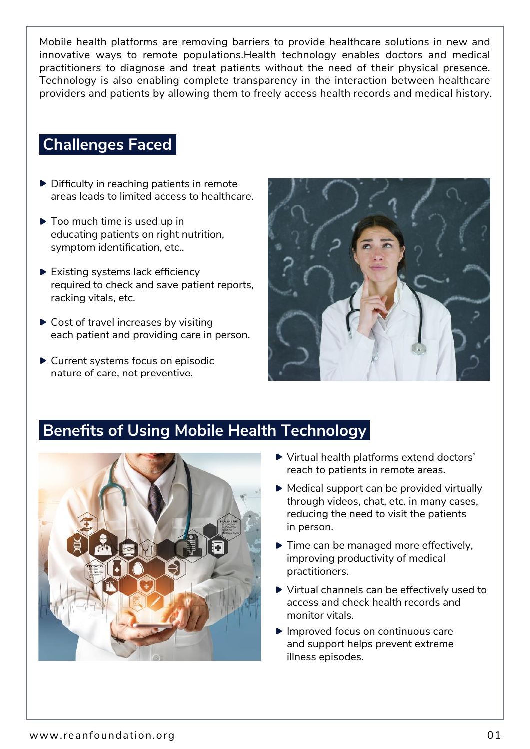Mobile health platforms are removing barriers to provide healthcare solutions in new and innovative ways to remote populations.Health technology enables doctors and medical practitioners to diagnose and treat patients without the need of their physical presence. Technology is also enabling complete transparency in the interaction between healthcare providers and patients by allowing them to freely access health records and medical history.

## Challenges Faced

- Difficulty in reaching patients in remote areas leads to limited access to healthcare.
- Too much time is used up in educating patients on right nutrition, symptom identification, etc..
- Existing systems lack efficiency required to check and save patient reports, racking vitals, etc.
- Cost of travel increases by visiting each patient and providing care in person.
- Current systems focus on episodic nature of care, not preventive.

## Benefits of Using Mobile Health Technology

- Virtual health platforms extend doctors' reach to patients in remote areas.
- Medical support can be provided virtually through videos, chat, etc. in many cases, reducing the need to visit the patients in person.
- Time can be managed more effectively, improving productivity of medical practitioners.
- Virtual channels can be effectively used to access and check health records and monitor vitals.
- Improved focus on continuous care and support helps prevent extreme illness episodes.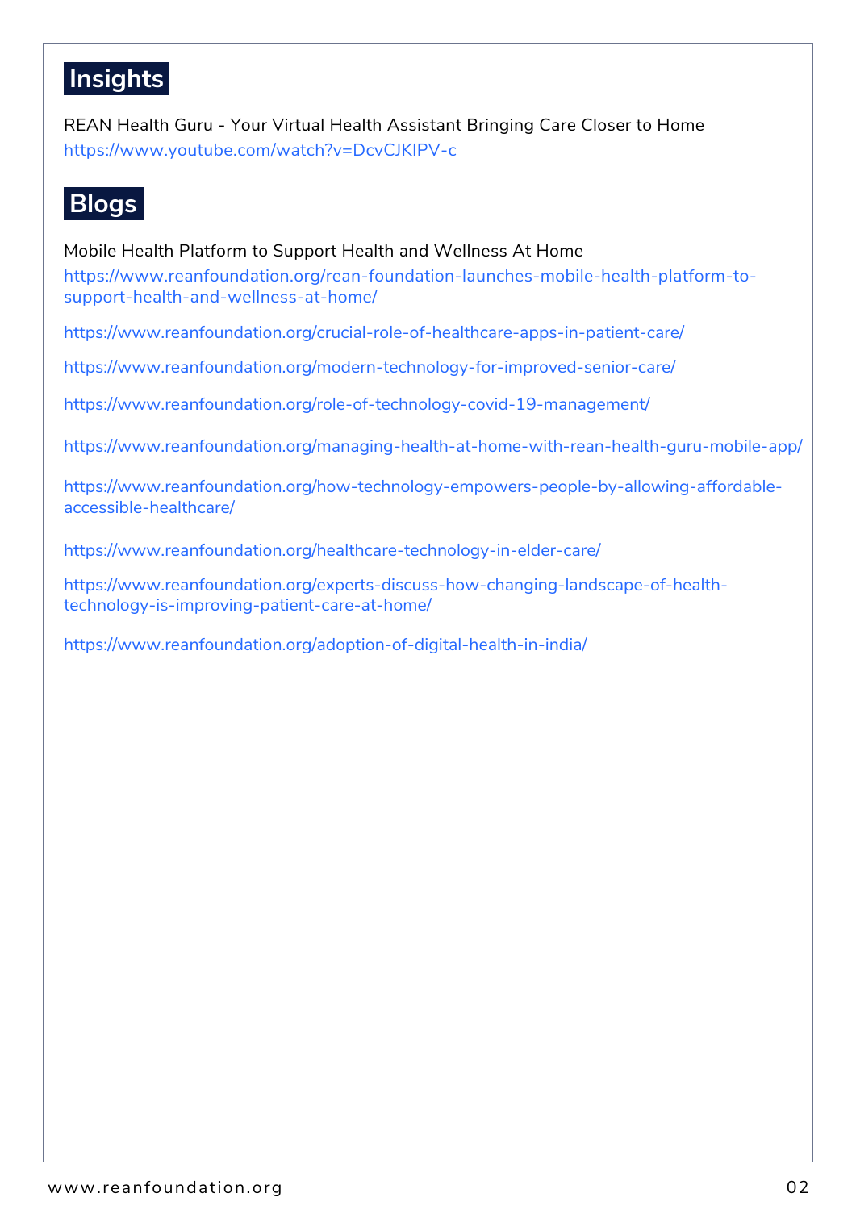## Insights

REAN Health Guru - Your Virtual Health Assistant Bringing Care Closer to Home
https://www.youtube.com/watch?v=DcvCJKIPV-c

## Blogs

Mobile Health Platform to Support Health and Wellness At Home
https://www.reanfoundation.org/rean-foundation-launches-mobile-health-platform-to-support-health-and-wellness-at-home/

https://www.reanfoundation.org/crucial-role-of-healthcare-apps-in-patient-care/

https://www.reanfoundation.org/modern-technology-for-improved-senior-care/

https://www.reanfoundation.org/role-of-technology-covid-19-management/

https://www.reanfoundation.org/managing-health-at-home-with-rean-health-guru-mobile-app/

https://www.reanfoundation.org/how-technology-empowers-people-by-allowing-affordable-accessible-healthcare/

https://www.reanfoundation.org/healthcare-technology-in-elder-care/

https://www.reanfoundation.org/experts-discuss-how-changing-landscape-of-health-technology-is-improving-patient-care-at-home/

https://www.reanfoundation.org/adoption-of-digital-health-in-india/